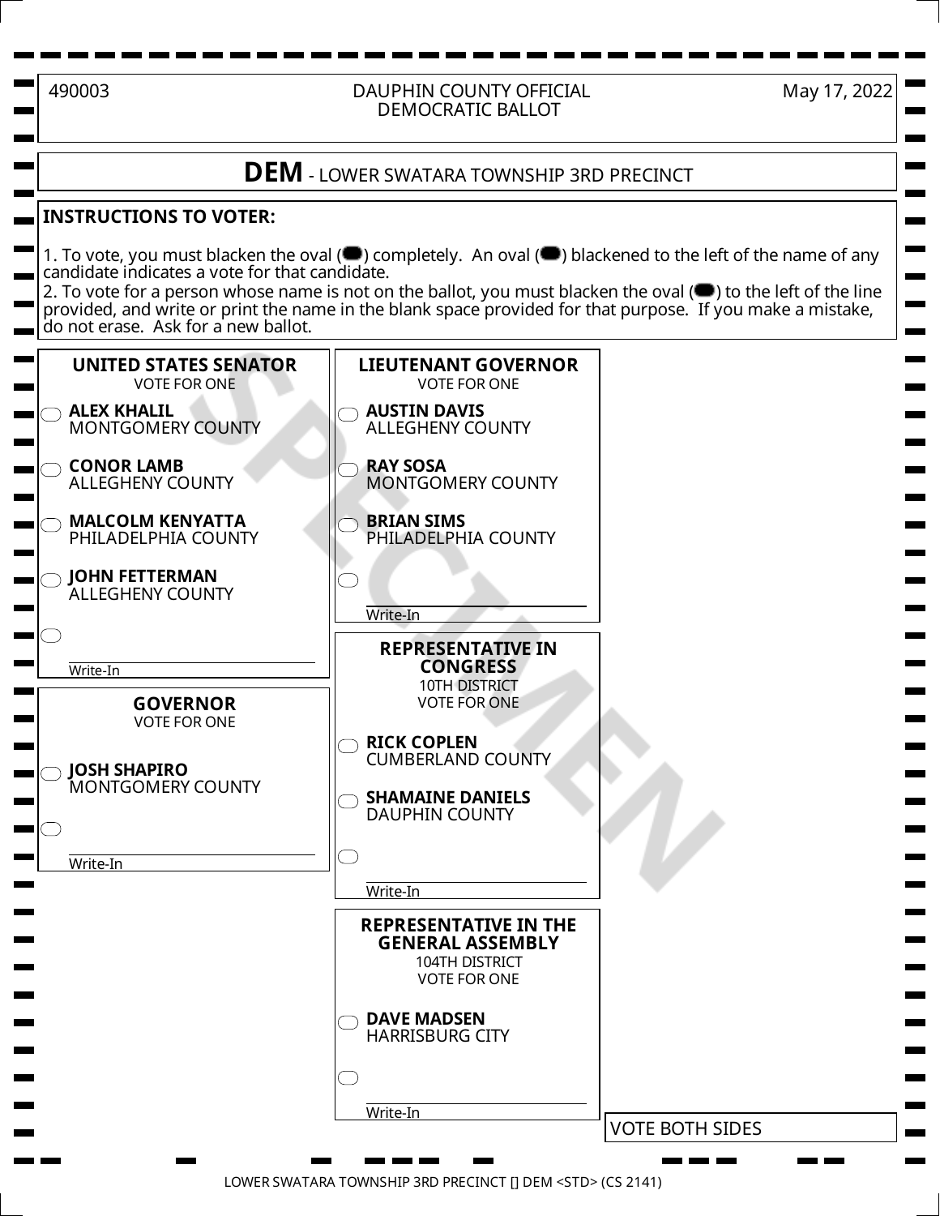490003

# DAUPHIN COUNTY OFFICIAL DEMOCRATIC BALLOT

May 17, 2022

## DEM - LOWER SWATARA TOWNSHIP 3RD PRECINCT

**INSTRUCTIONS TO VOTER:**

1. To vote, you must blacken the oval (⬬) completely. An oval (⬬) blackened to the left of the name of any candidate indicates a vote for that candidate.
2. To vote for a person whose name is not on the ballot, you must blacken the oval (⬬) to the left of the line provided, and write or print the name in the blank space provided for that purpose. If you make a mistake, do not erase. Ask for a new ballot.

### UNITED STATES SENATOR
VOTE FOR ONE

- ⬭ **ALEX KHALIL** MONTGOMERY COUNTY
- ⬭ **CONOR LAMB** ALLEGHENY COUNTY
- ⬭ **MALCOLM KENYATTA** PHILADELPHIA COUNTY
- ⬭ **JOHN FETTERMAN** ALLEGHENY COUNTY
- ⬭ ____________ Write-In

### GOVERNOR
VOTE FOR ONE

- ⬭ **JOSH SHAPIRO** MONTGOMERY COUNTY
- ⬭ ____________ Write-In

### LIEUTENANT GOVERNOR
VOTE FOR ONE

- ⬭ **AUSTIN DAVIS** ALLEGHENY COUNTY
- ⬭ **RAY SOSA** MONTGOMERY COUNTY
- ⬭ **BRIAN SIMS** PHILADELPHIA COUNTY
- ⬭ ____________ Write-In

### REPRESENTATIVE IN CONGRESS
10TH DISTRICT
VOTE FOR ONE

- ⬭ **RICK COPLEN** CUMBERLAND COUNTY
- ⬭ **SHAMAINE DANIELS** DAUPHIN COUNTY
- ⬭ ____________ Write-In

### REPRESENTATIVE IN THE GENERAL ASSEMBLY
104TH DISTRICT
VOTE FOR ONE

- ⬭ **DAVE MADSEN** HARRISBURG CITY
- ⬭ ____________ Write-In

VOTE BOTH SIDES

LOWER SWATARA TOWNSHIP 3RD PRECINCT [] DEM <STD> (CS 2141)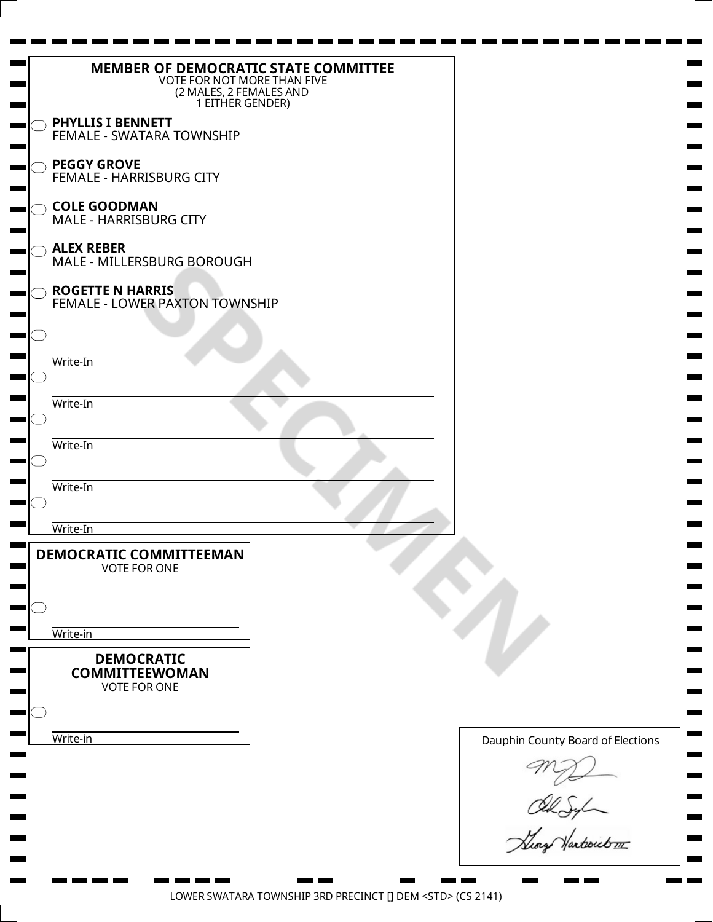## MEMBER OF DEMOCRATIC STATE COMMITTEE

VOTE FOR NOT MORE THAN FIVE
(2 MALES, 2 FEMALES AND
1 EITHER GENDER)

- **PHYLLIS I BENNETT**
  FEMALE - SWATARA TOWNSHIP
- **PEGGY GROVE**
  FEMALE - HARRISBURG CITY
- **COLE GOODMAN**
  MALE - HARRISBURG CITY
- **ALEX REBER**
  MALE - MILLERSBURG BOROUGH
- **ROGETTE N HARRIS**
  FEMALE - LOWER PAXTON TOWNSHIP
- Write-In
- Write-In
- Write-In
- Write-In
- Write-In

SPECIMEN

## DEMOCRATIC COMMITTEEMAN

VOTE FOR ONE

- Write-in

## DEMOCRATIC COMMITTEEWOMAN

VOTE FOR ONE

- Write-in

Dauphin County Board of Elections

LOWER SWATARA TOWNSHIP 3RD PRECINCT [] DEM <STD> (CS 2141)